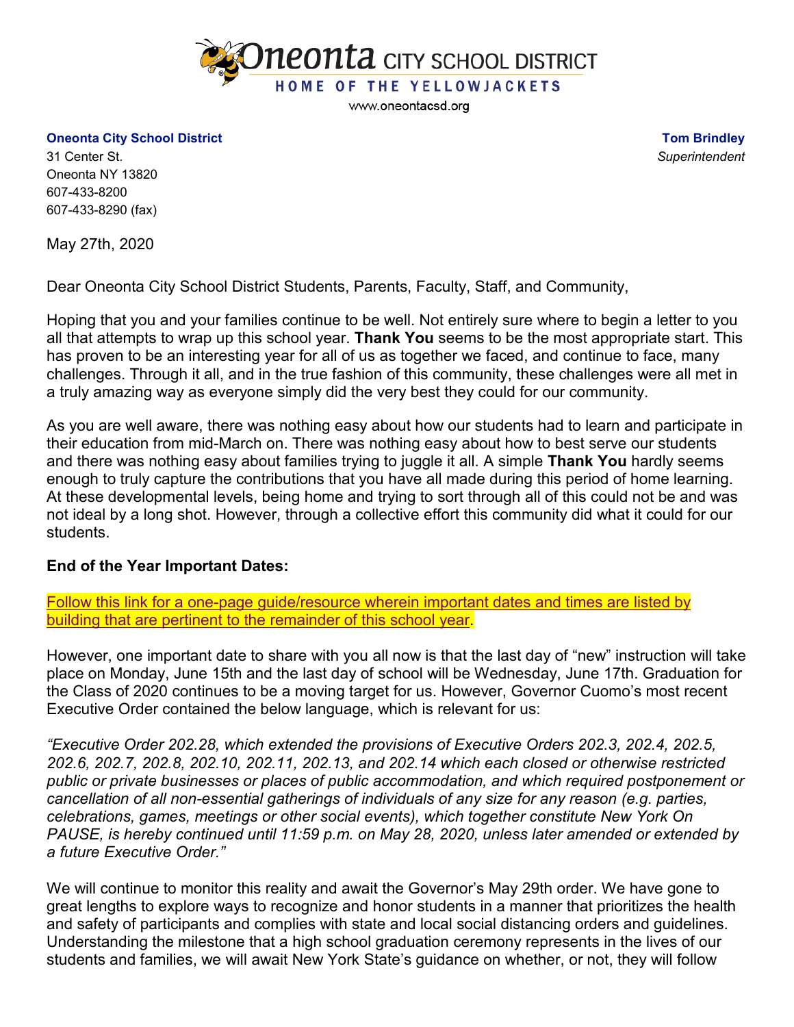# Oneonta CITY SCHOOL DISTRICT

HOME OF THE YELLOWJACKETS

www.oneontacsd.org

**Oneonta City School District**
31 Center St.
Oneonta NY 13820
607-433-8200
607-433-8290 (fax)

**Tom Brindley**
*Superintendent*

May 27th, 2020

Dear Oneonta City School District Students, Parents, Faculty, Staff, and Community,

Hoping that you and your families continue to be well. Not entirely sure where to begin a letter to you all that attempts to wrap up this school year. **Thank You** seems to be the most appropriate start. This has proven to be an interesting year for all of us as together we faced, and continue to face, many challenges. Through it all, and in the true fashion of this community, these challenges were all met in a truly amazing way as everyone simply did the very best they could for our community.

As you are well aware, there was nothing easy about how our students had to learn and participate in their education from mid-March on. There was nothing easy about how to best serve our students and there was nothing easy about families trying to juggle it all. A simple **Thank You** hardly seems enough to truly capture the contributions that you have all made during this period of home learning. At these developmental levels, being home and trying to sort through all of this could not be and was not ideal by a long shot. However, through a collective effort this community did what it could for our students.

**End of the Year Important Dates:**

Follow this link for a one-page guide/resource wherein important dates and times are listed by building that are pertinent to the remainder of this school year.

However, one important date to share with you all now is that the last day of "new" instruction will take place on Monday, June 15th and the last day of school will be Wednesday, June 17th. Graduation for the Class of 2020 continues to be a moving target for us. However, Governor Cuomo's most recent Executive Order contained the below language, which is relevant for us:

*"Executive Order 202.28, which extended the provisions of Executive Orders 202.3, 202.4, 202.5, 202.6, 202.7, 202.8, 202.10, 202.11, 202.13, and 202.14 which each closed or otherwise restricted public or private businesses or places of public accommodation, and which required postponement or cancellation of all non-essential gatherings of individuals of any size for any reason (e.g. parties, celebrations, games, meetings or other social events), which together constitute New York On PAUSE, is hereby continued until 11:59 p.m. on May 28, 2020, unless later amended or extended by a future Executive Order."*

We will continue to monitor this reality and await the Governor's May 29th order. We have gone to great lengths to explore ways to recognize and honor students in a manner that prioritizes the health and safety of participants and complies with state and local social distancing orders and guidelines. Understanding the milestone that a high school graduation ceremony represents in the lives of our students and families, we will await New York State's guidance on whether, or not, they will follow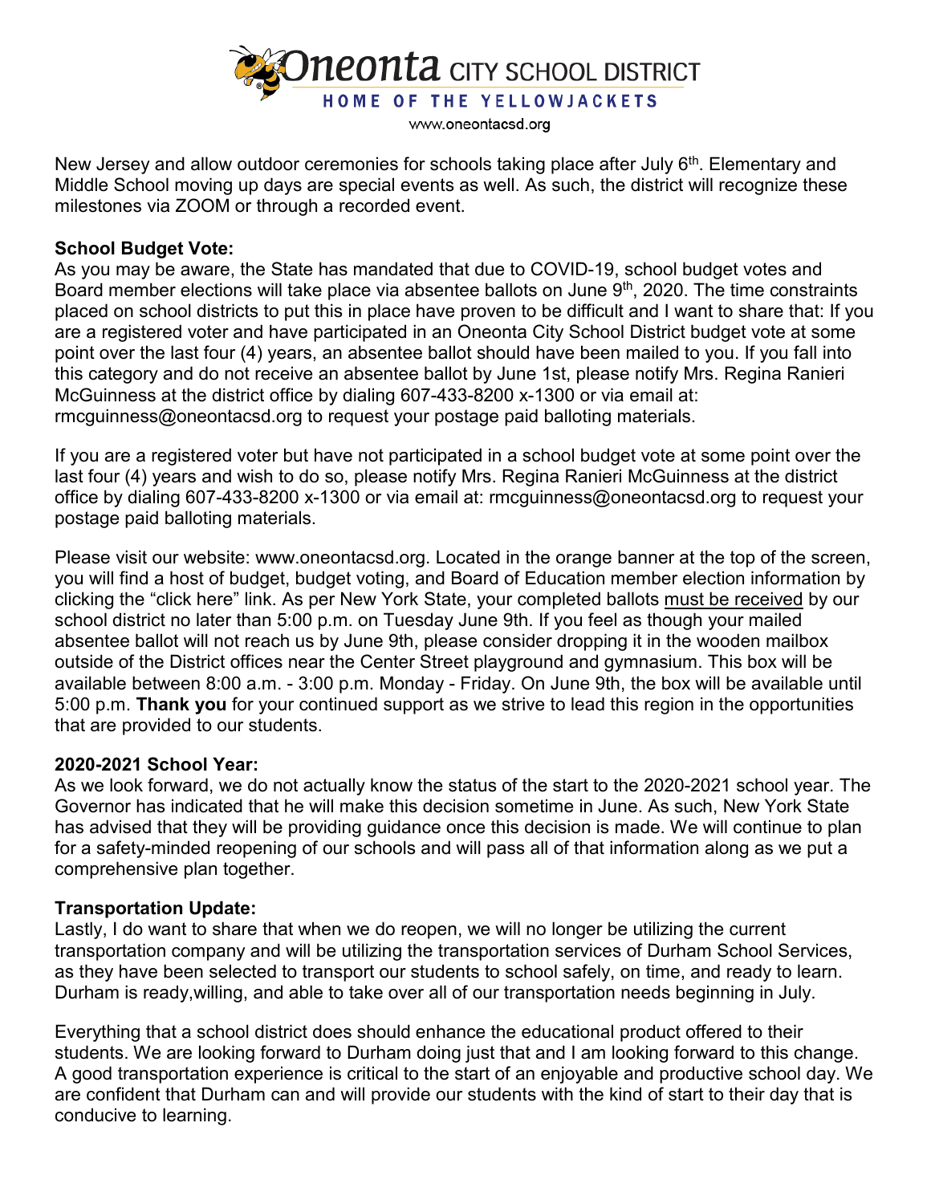New Jersey and allow outdoor ceremonies for schools taking place after July 6th. Elementary and Middle School moving up days are special events as well. As such, the district will recognize these milestones via ZOOM or through a recorded event.

**School Budget Vote:**
As you may be aware, the State has mandated that due to COVID-19, school budget votes and Board member elections will take place via absentee ballots on June 9th, 2020. The time constraints placed on school districts to put this in place have proven to be difficult and I want to share that: If you are a registered voter and have participated in an Oneonta City School District budget vote at some point over the last four (4) years, an absentee ballot should have been mailed to you. If you fall into this category and do not receive an absentee ballot by June 1st, please notify Mrs. Regina Ranieri McGuinness at the district office by dialing 607-433-8200 x-1300 or via email at: rmcguinness@oneontacsd.org to request your postage paid balloting materials.

If you are a registered voter but have not participated in a school budget vote at some point over the last four (4) years and wish to do so, please notify Mrs. Regina Ranieri McGuinness at the district office by dialing 607-433-8200 x-1300 or via email at: rmcguinness@oneontacsd.org to request your postage paid balloting materials.

Please visit our website: www.oneontacsd.org. Located in the orange banner at the top of the screen, you will find a host of budget, budget voting, and Board of Education member election information by clicking the "click here" link. As per New York State, your completed ballots must be received by our school district no later than 5:00 p.m. on Tuesday June 9th. If you feel as though your mailed absentee ballot will not reach us by June 9th, please consider dropping it in the wooden mailbox outside of the District offices near the Center Street playground and gymnasium. This box will be available between 8:00 a.m. - 3:00 p.m. Monday - Friday. On June 9th, the box will be available until 5:00 p.m. **Thank you** for your continued support as we strive to lead this region in the opportunities that are provided to our students.

**2020-2021 School Year:**
As we look forward, we do not actually know the status of the start to the 2020-2021 school year. The Governor has indicated that he will make this decision sometime in June. As such, New York State has advised that they will be providing guidance once this decision is made. We will continue to plan for a safety-minded reopening of our schools and will pass all of that information along as we put a comprehensive plan together.

**Transportation Update:**
Lastly, I do want to share that when we do reopen, we will no longer be utilizing the current transportation company and will be utilizing the transportation services of Durham School Services, as they have been selected to transport our students to school safely, on time, and ready to learn. Durham is ready,willing, and able to take over all of our transportation needs beginning in July.

Everything that a school district does should enhance the educational product offered to their students. We are looking forward to Durham doing just that and I am looking forward to this change. A good transportation experience is critical to the start of an enjoyable and productive school day. We are confident that Durham can and will provide our students with the kind of start to their day that is conducive to learning.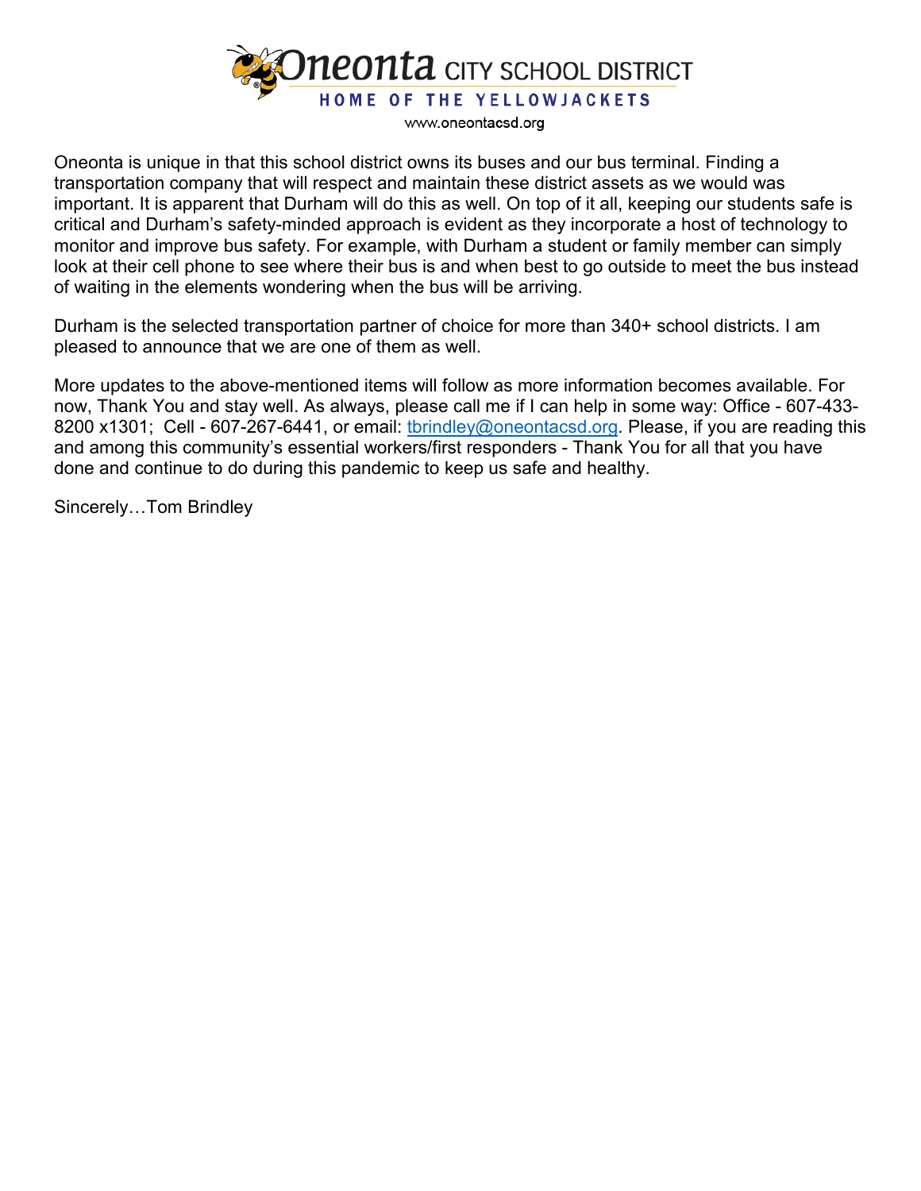Oneonta is unique in that this school district owns its buses and our bus terminal. Finding a transportation company that will respect and maintain these district assets as we would was important. It is apparent that Durham will do this as well. On top of it all, keeping our students safe is critical and Durham's safety-minded approach is evident as they incorporate a host of technology to monitor and improve bus safety. For example, with Durham a student or family member can simply look at their cell phone to see where their bus is and when best to go outside to meet the bus instead of waiting in the elements wondering when the bus will be arriving.

Durham is the selected transportation partner of choice for more than 340+ school districts. I am pleased to announce that we are one of them as well.

More updates to the above-mentioned items will follow as more information becomes available. For now, Thank You and stay well. As always, please call me if I can help in some way: Office - 607-433-8200 x1301; Cell - 607-267-6441, or email: tbrindley@oneontacsd.org. Please, if you are reading this and among this community's essential workers/first responders - Thank You for all that you have done and continue to do during this pandemic to keep us safe and healthy.

Sincerely…Tom Brindley